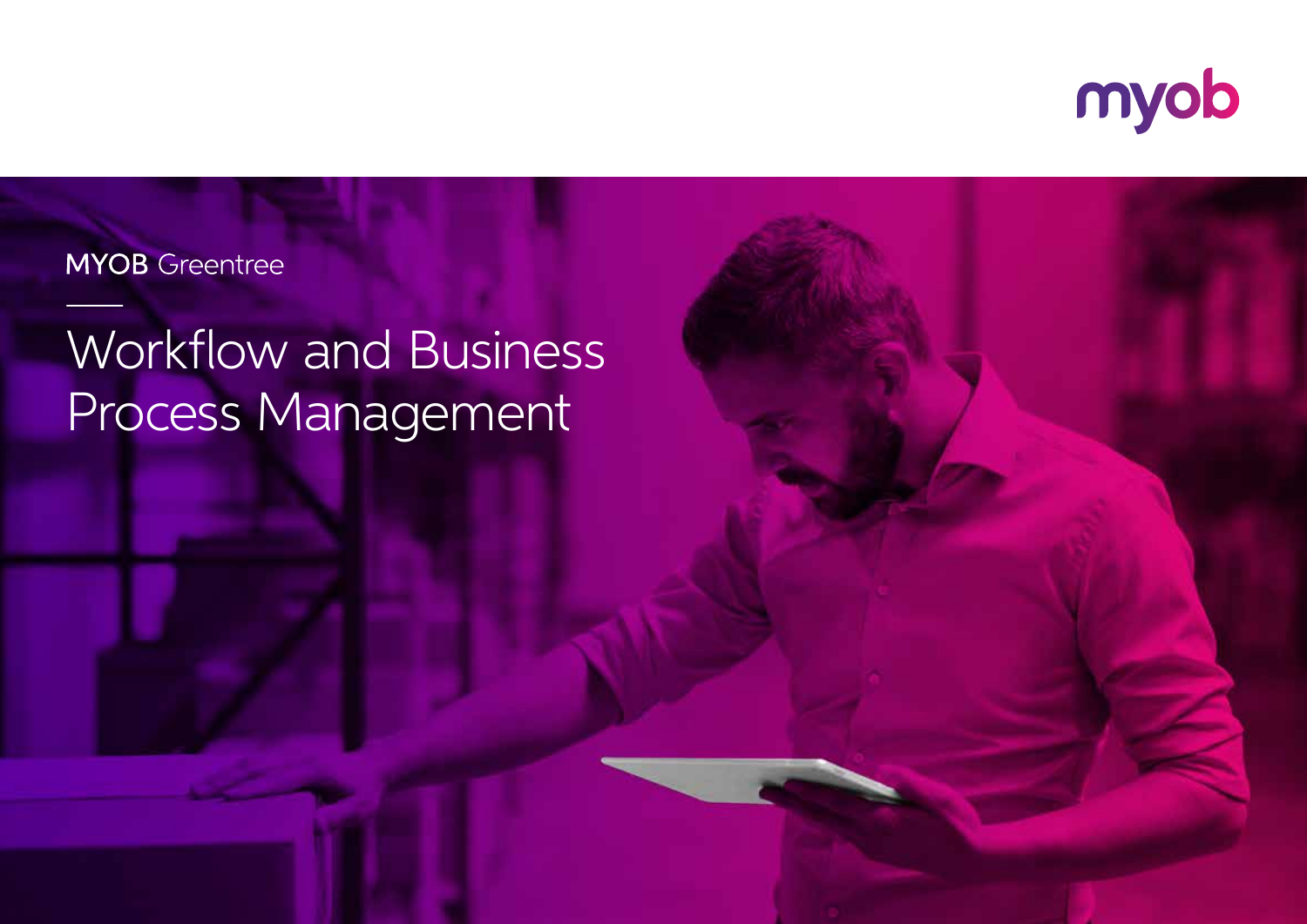myob

MYOB Greentree

# Workflow and Business Process Management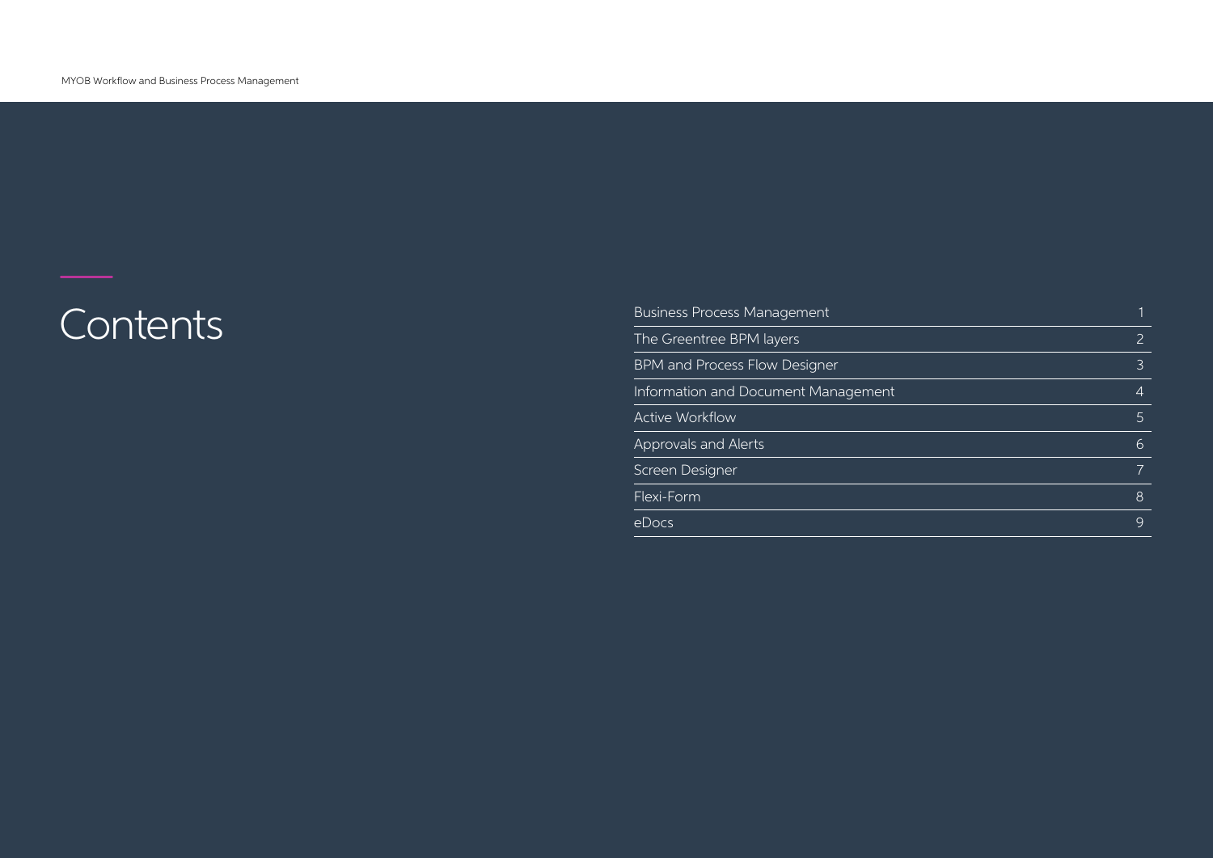# Contents

| | |
|---|---|
| Business Process Management | 1 |
| The Greentree BPM layers | 2 |
| BPM and Process Flow Designer | 3 |
| Information and Document Management | 4 |
| Active Workflow | 5 |
| Approvals and Alerts | 6 |
| Screen Designer | 7 |
| Flexi-Form | 8 |
| eDocs | 9 |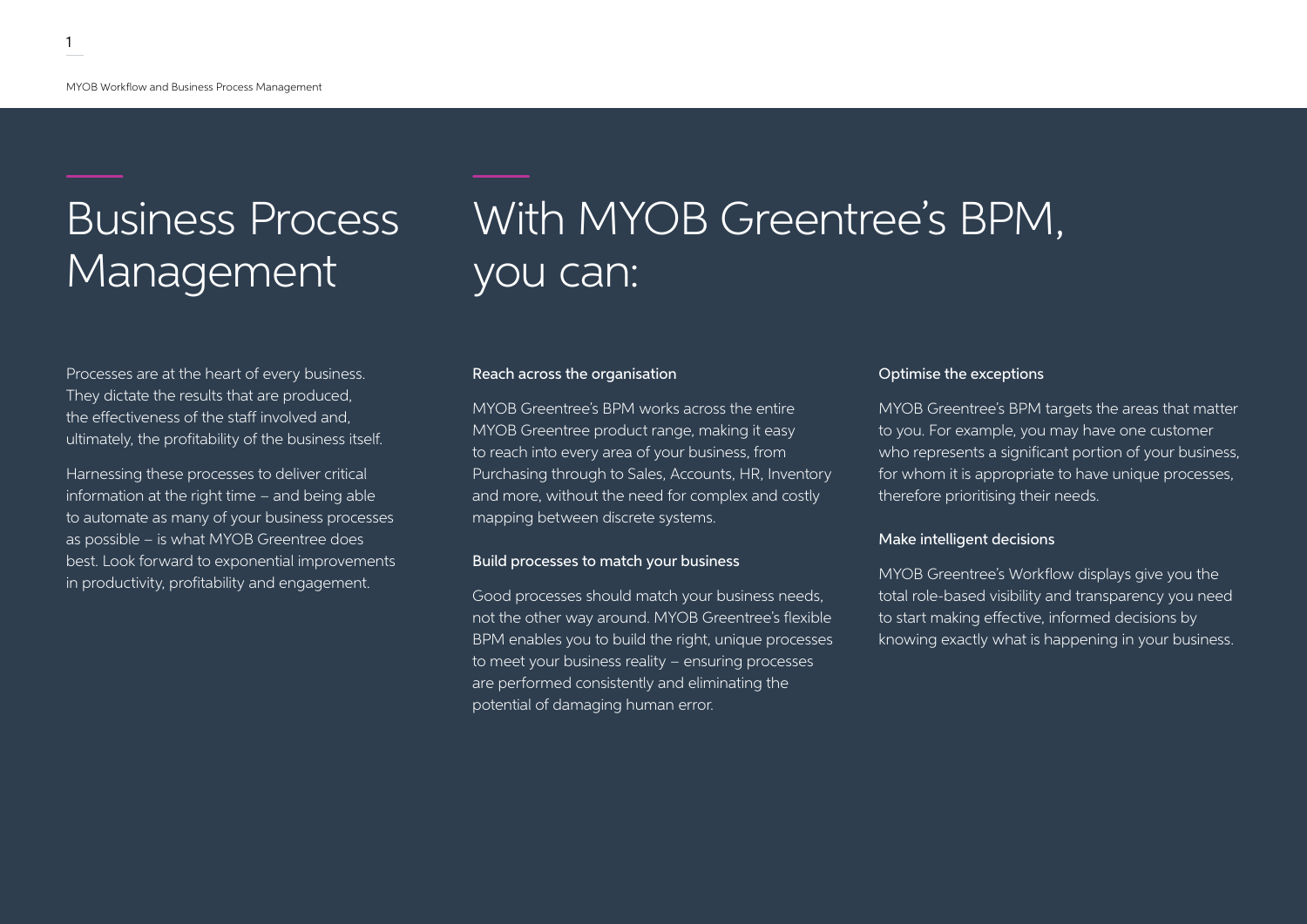# Business Process Management

Processes are at the heart of every business. They dictate the results that are produced, the effectiveness of the staff involved and, ultimately, the profitability of the business itself.

Harnessing these processes to deliver critical information at the right time – and being able to automate as many of your business processes as possible – is what MYOB Greentree does best. Look forward to exponential improvements in productivity, profitability and engagement.

# With MYOB Greentree's BPM, you can:

### Reach across the organisation

MYOB Greentree's BPM works across the entire MYOB Greentree product range, making it easy to reach into every area of your business, from Purchasing through to Sales, Accounts, HR, Inventory and more, without the need for complex and costly mapping between discrete systems.

### Build processes to match your business

Good processes should match your business needs, not the other way around. MYOB Greentree's flexible BPM enables you to build the right, unique processes to meet your business reality – ensuring processes are performed consistently and eliminating the potential of damaging human error.

### Optimise the exceptions

MYOB Greentree's BPM targets the areas that matter to you. For example, you may have one customer who represents a significant portion of your business, for whom it is appropriate to have unique processes, therefore prioritising their needs.

### Make intelligent decisions

MYOB Greentree's Workflow displays give you the total role-based visibility and transparency you need to start making effective, informed decisions by knowing exactly what is happening in your business.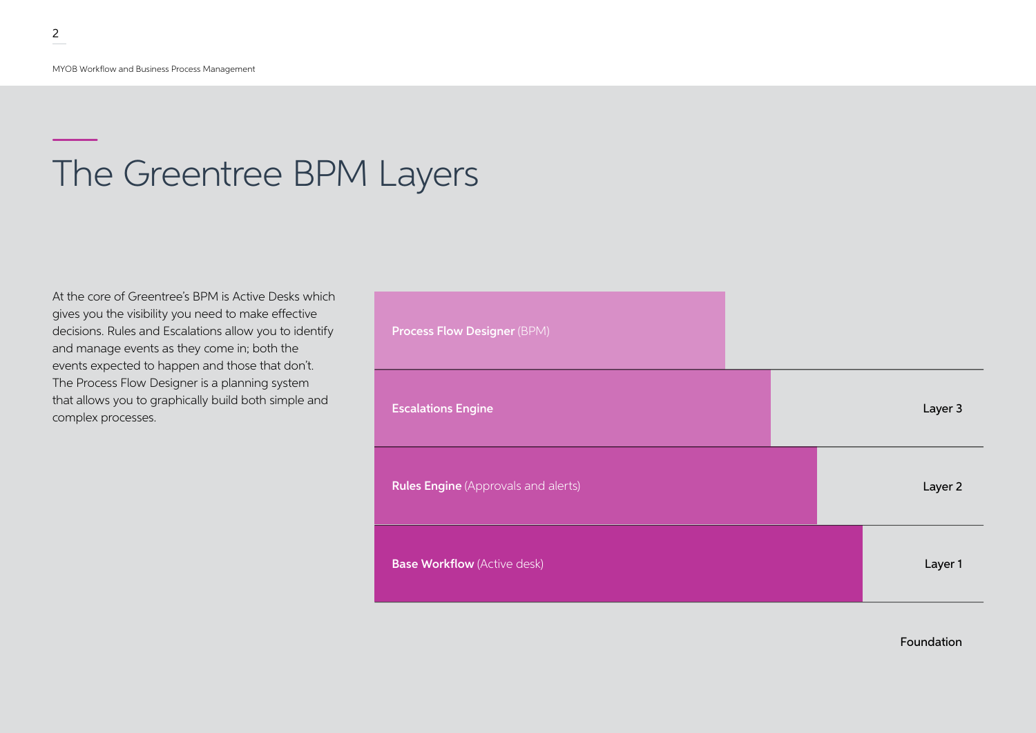# The Greentree BPM Layers

At the core of Greentree's BPM is Active Desks which gives you the visibility you need to make effective decisions. Rules and Escalations allow you to identify and manage events as they come in; both the events expected to happen and those that don't. The Process Flow Designer is a planning system that allows you to graphically build both simple and complex processes.

**Process Flow Designer** (BPM)

**Escalations Engine** — Layer 3

**Rules Engine** (Approvals and alerts) — Layer 2

**Base Workflow** (Active desk) — Layer 1

Foundation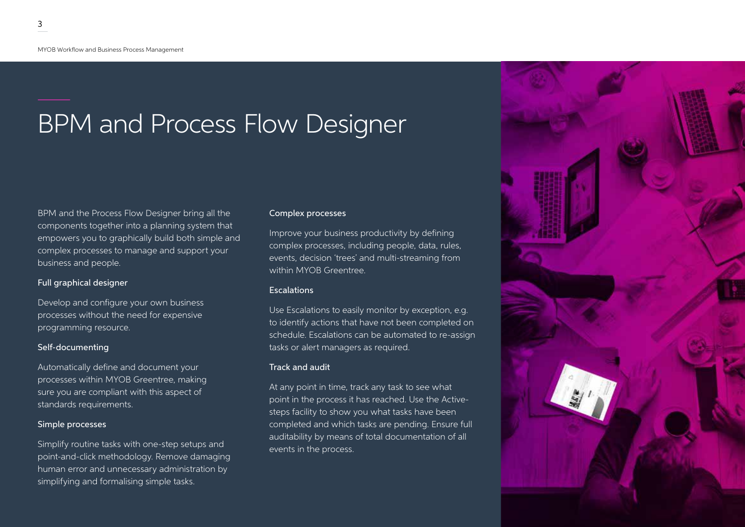# BPM and Process Flow Designer

BPM and the Process Flow Designer bring all the components together into a planning system that empowers you to graphically build both simple and complex processes to manage and support your business and people.

### Full graphical designer

Develop and configure your own business processes without the need for expensive programming resource.

### Self-documenting

Automatically define and document your processes within MYOB Greentree, making sure you are compliant with this aspect of standards requirements.

### Simple processes

Simplify routine tasks with one-step setups and point-and-click methodology. Remove damaging human error and unnecessary administration by simplifying and formalising simple tasks.

### Complex processes

Improve your business productivity by defining complex processes, including people, data, rules, events, decision 'trees' and multi-streaming from within MYOB Greentree.

### Escalations

Use Escalations to easily monitor by exception, e.g. to identify actions that have not been completed on schedule. Escalations can be automated to re-assign tasks or alert managers as required.

### Track and audit

At any point in time, track any task to see what point in the process it has reached. Use the Active-steps facility to show you what tasks have been completed and which tasks are pending. Ensure full auditability by means of total documentation of all events in the process.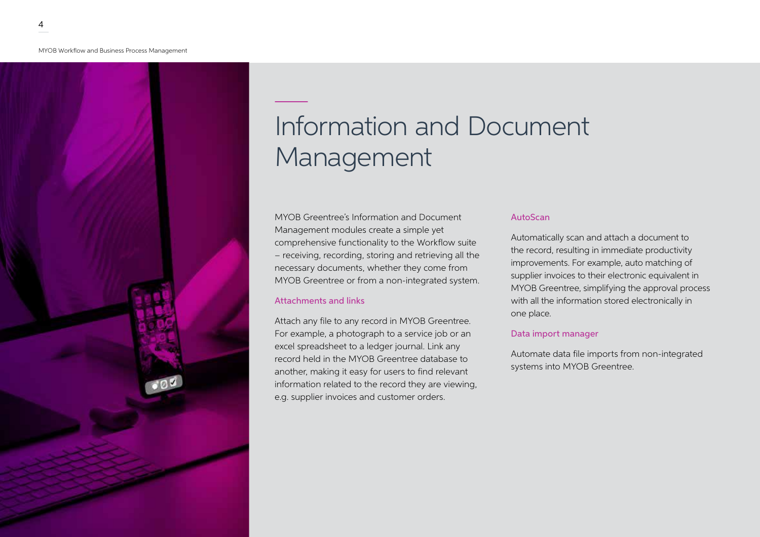# Information and Document Management

MYOB Greentree's Information and Document Management modules create a simple yet comprehensive functionality to the Workflow suite – receiving, recording, storing and retrieving all the necessary documents, whether they come from MYOB Greentree or from a non-integrated system.

### Attachments and links

Attach any file to any record in MYOB Greentree. For example, a photograph to a service job or an excel spreadsheet to a ledger journal. Link any record held in the MYOB Greentree database to another, making it easy for users to find relevant information related to the record they are viewing, e.g. supplier invoices and customer orders.

### AutoScan

Automatically scan and attach a document to the record, resulting in immediate productivity improvements. For example, auto matching of supplier invoices to their electronic equivalent in MYOB Greentree, simplifying the approval process with all the information stored electronically in one place.

### Data import manager

Automate data file imports from non-integrated systems into MYOB Greentree.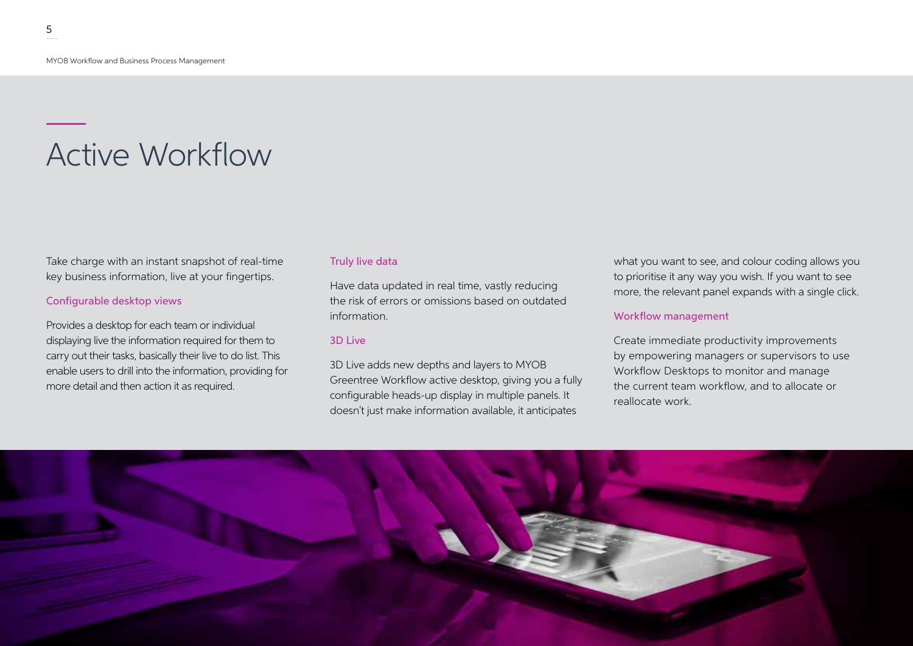# Active Workflow

Take charge with an instant snapshot of real-time key business information, live at your fingertips.

### Configurable desktop views

Provides a desktop for each team or individual displaying live the information required for them to carry out their tasks, basically their live to do list. This enable users to drill into the information, providing for more detail and then action it as required.

### Truly live data

Have data updated in real time, vastly reducing the risk of errors or omissions based on outdated information.

### 3D Live

3D Live adds new depths and layers to MYOB Greentree Workflow active desktop, giving you a fully configurable heads-up display in multiple panels. It doesn't just make information available, it anticipates what you want to see, and colour coding allows you to prioritise it any way you wish. If you want to see more, the relevant panel expands with a single click.

### Workflow management

Create immediate productivity improvements by empowering managers or supervisors to use Workflow Desktops to monitor and manage the current team workflow, and to allocate or reallocate work.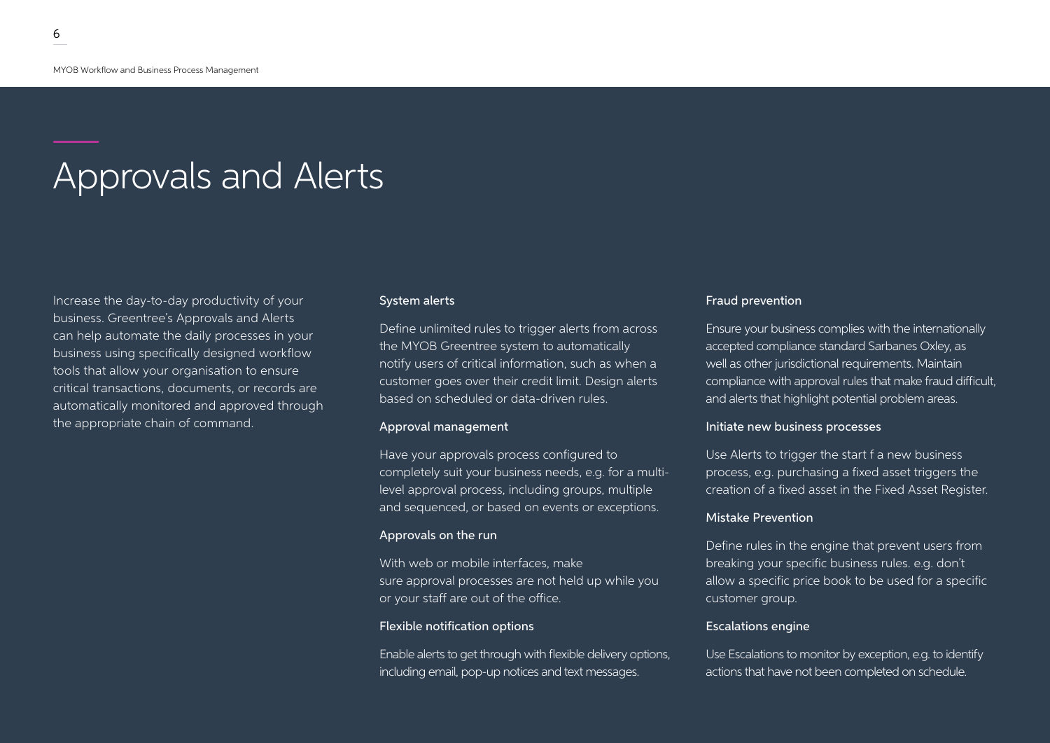# Approvals and Alerts

Increase the day-to-day productivity of your business. Greentree's Approvals and Alerts can help automate the daily processes in your business using specifically designed workflow tools that allow your organisation to ensure critical transactions, documents, or records are automatically monitored and approved through the appropriate chain of command.

### System alerts

Define unlimited rules to trigger alerts from across the MYOB Greentree system to automatically notify users of critical information, such as when a customer goes over their credit limit. Design alerts based on scheduled or data-driven rules.

### Approval management

Have your approvals process configured to completely suit your business needs, e.g. for a multi-level approval process, including groups, multiple and sequenced, or based on events or exceptions.

### Approvals on the run

With web or mobile interfaces, make sure approval processes are not held up while you or your staff are out of the office.

### Flexible notification options

Enable alerts to get through with flexible delivery options, including email, pop-up notices and text messages.

### Fraud prevention

Ensure your business complies with the internationally accepted compliance standard Sarbanes Oxley, as well as other jurisdictional requirements. Maintain compliance with approval rules that make fraud difficult, and alerts that highlight potential problem areas.

### Initiate new business processes

Use Alerts to trigger the start f a new business process, e.g. purchasing a fixed asset triggers the creation of a fixed asset in the Fixed Asset Register.

### Mistake Prevention

Define rules in the engine that prevent users from breaking your specific business rules. e.g. don't allow a specific price book to be used for a specific customer group.

### Escalations engine

Use Escalations to monitor by exception, e.g. to identify actions that have not been completed on schedule.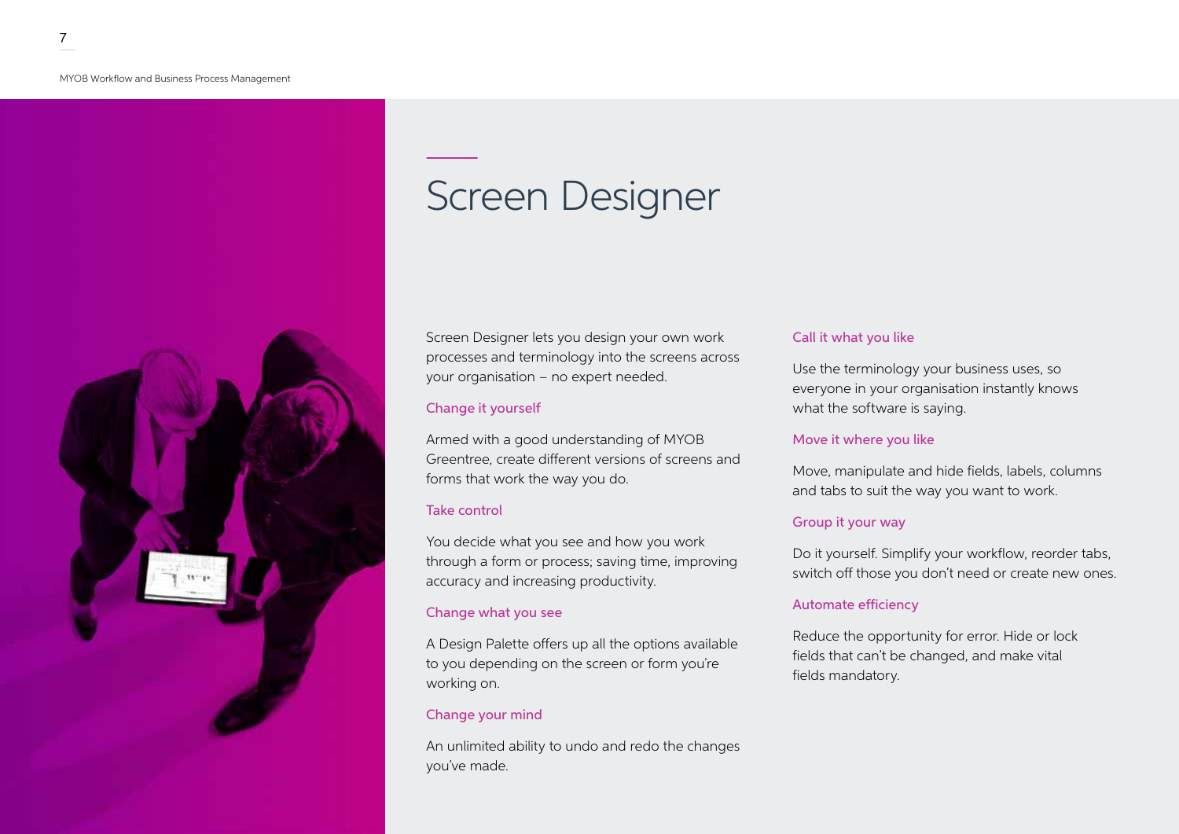# Screen Designer

Screen Designer lets you design your own work processes and terminology into the screens across your organisation – no expert needed.

### Change it yourself

Armed with a good understanding of MYOB Greentree, create different versions of screens and forms that work the way you do.

### Take control

You decide what you see and how you work through a form or process; saving time, improving accuracy and increasing productivity.

### Change what you see

A Design Palette offers up all the options available to you depending on the screen or form you're working on.

### Change your mind

An unlimited ability to undo and redo the changes you've made.

### Call it what you like

Use the terminology your business uses, so everyone in your organisation instantly knows what the software is saying.

### Move it where you like

Move, manipulate and hide fields, labels, columns and tabs to suit the way you want to work.

### Group it your way

Do it yourself. Simplify your workflow, reorder tabs, switch off those you don't need or create new ones.

### Automate efficiency

Reduce the opportunity for error. Hide or lock fields that can't be changed, and make vital fields mandatory.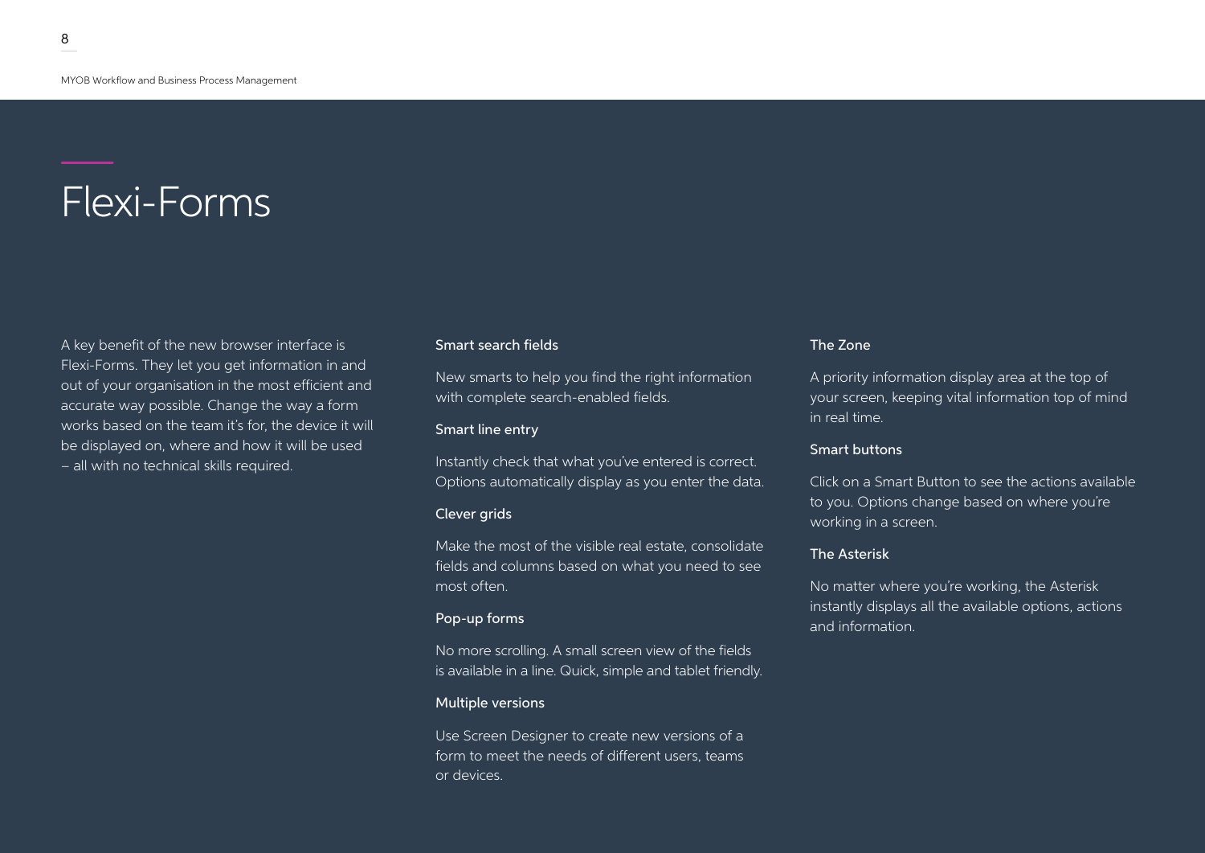# Flexi-Forms

A key benefit of the new browser interface is Flexi-Forms. They let you get information in and out of your organisation in the most efficient and accurate way possible. Change the way a form works based on the team it's for, the device it will be displayed on, where and how it will be used – all with no technical skills required.

### Smart search fields

New smarts to help you find the right information with complete search-enabled fields.

### Smart line entry

Instantly check that what you've entered is correct. Options automatically display as you enter the data.

### Clever grids

Make the most of the visible real estate, consolidate fields and columns based on what you need to see most often.

### Pop-up forms

No more scrolling. A small screen view of the fields is available in a line. Quick, simple and tablet friendly.

### Multiple versions

Use Screen Designer to create new versions of a form to meet the needs of different users, teams or devices.

### The Zone

A priority information display area at the top of your screen, keeping vital information top of mind in real time.

### Smart buttons

Click on a Smart Button to see the actions available to you. Options change based on where you're working in a screen.

### The Asterisk

No matter where you're working, the Asterisk instantly displays all the available options, actions and information.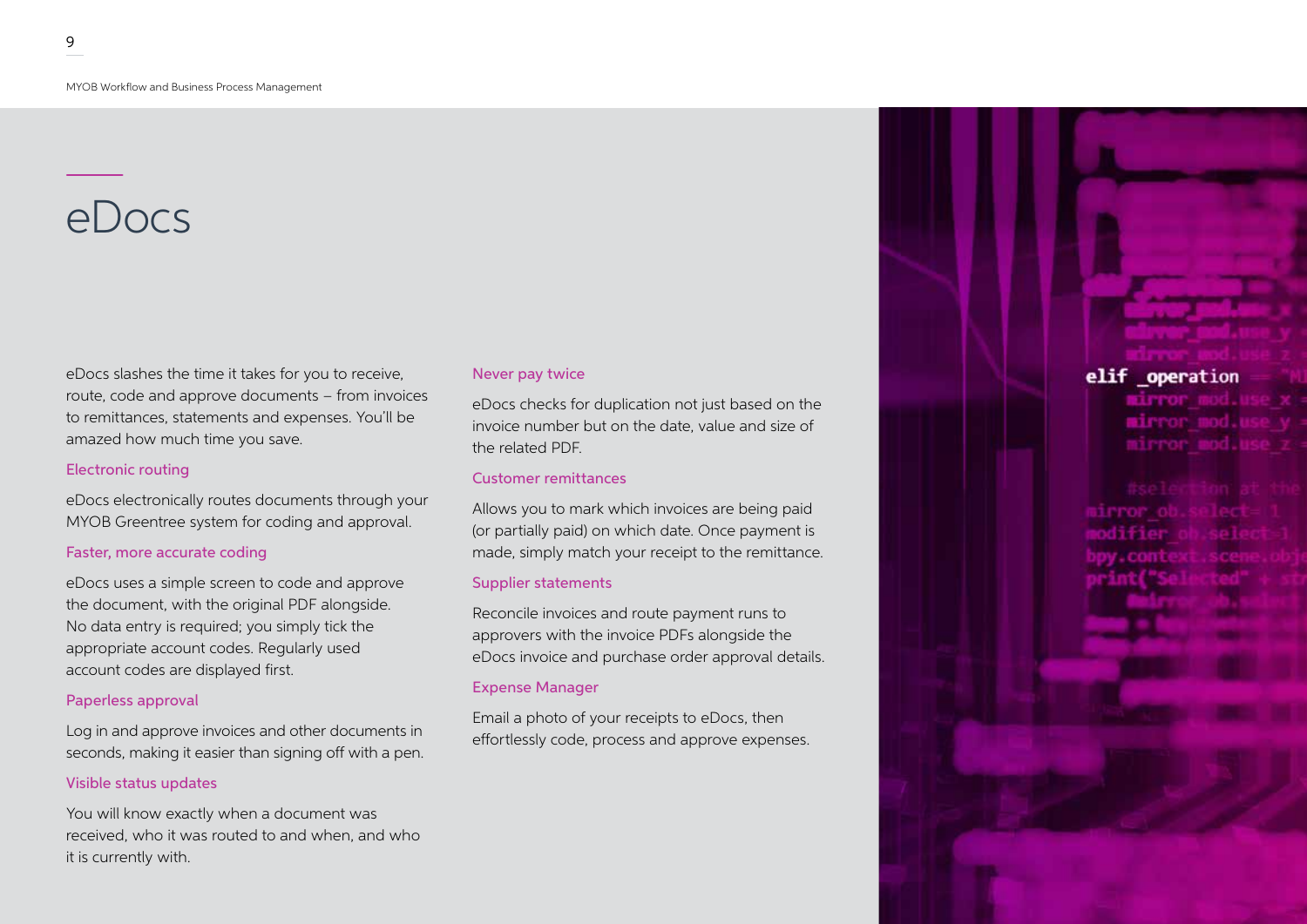# eDocs

eDocs slashes the time it takes for you to receive, route, code and approve documents – from invoices to remittances, statements and expenses. You'll be amazed how much time you save.

### Electronic routing

eDocs electronically routes documents through your MYOB Greentree system for coding and approval.

### Faster, more accurate coding

eDocs uses a simple screen to code and approve the document, with the original PDF alongside. No data entry is required; you simply tick the appropriate account codes. Regularly used account codes are displayed first.

### Paperless approval

Log in and approve invoices and other documents in seconds, making it easier than signing off with a pen.

### Visible status updates

You will know exactly when a document was received, who it was routed to and when, and who it is currently with.

### Never pay twice

eDocs checks for duplication not just based on the invoice number but on the date, value and size of the related PDF.

### Customer remittances

Allows you to mark which invoices are being paid (or partially paid) on which date. Once payment is made, simply match your receipt to the remittance.

### Supplier statements

Reconcile invoices and route payment runs to approvers with the invoice PDFs alongside the eDocs invoice and purchase order approval details.

### Expense Manager

Email a photo of your receipts to eDocs, then effortlessly code, process and approve expenses.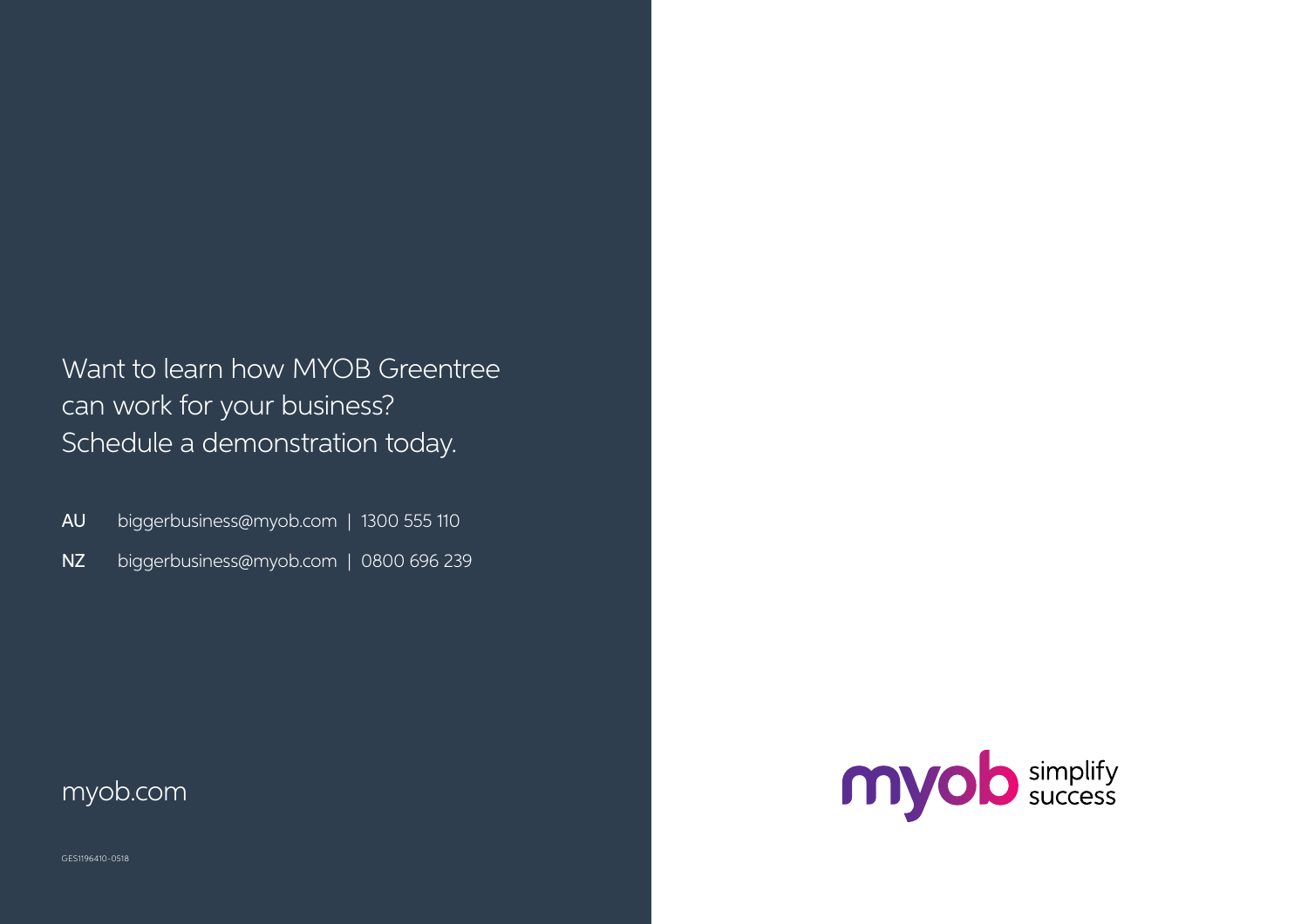Want to learn how MYOB Greentree can work for your business? Schedule a demonstration today.

**AU** biggerbusiness@myob.com | 1300 555 110

**NZ** biggerbusiness@myob.com | 0800 696 239

myob.com

GES1196410-0518

myob simplify success